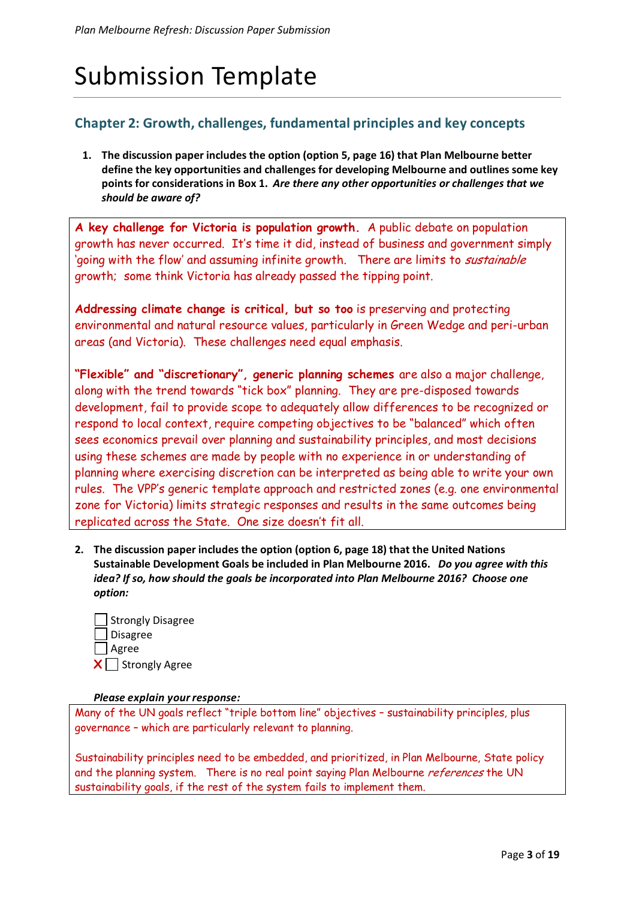# Submission Template

## Chapter 2: Growth, challenges, fundamental principles and key concepts

1. **The discussion paper includes the option (option 5, page 16) that Plan Melbourne better define the key opportunities and challenges for developing Melbourne and outlines some key points for considerations in Box 1. *Are there any other opportunities or challenges that we should be aware of?***

**A key challenge for Victoria is population growth.** A public debate on population growth has never occurred. It's time it did, instead of business and government simply 'going with the flow' and assuming infinite growth. There are limits to *sustainable* growth; some think Victoria has already passed the tipping point.

**Addressing climate change is critical, but so too** is preserving and protecting environmental and natural resource values, particularly in Green Wedge and peri-urban areas (and Victoria). These challenges need equal emphasis.

**"Flexible" and "discretionary", generic planning schemes** are also a major challenge, along with the trend towards "tick box" planning. They are pre-disposed towards development, fail to provide scope to adequately allow differences to be recognized or respond to local context, require competing objectives to be "balanced" which often sees economics prevail over planning and sustainability principles, and most decisions using these schemes are made by people with no experience in or understanding of planning where exercising discretion can be interpreted as being able to write your own rules. The VPP's generic template approach and restricted zones (e.g. one environmental zone for Victoria) limits strategic responses and results in the same outcomes being replicated across the State. One size doesn't fit all.

2. **The discussion paper includes the option (option 6, page 18) that the United Nations Sustainable Development Goals be included in Plan Melbourne 2016. *Do you agree with this idea? If so, how should the goals be incorporated into Plan Melbourne 2016? Choose one option:***

- [ ] Strongly Disagree
- [ ] Disagree
- [ ] Agree
- [x] Strongly Agree

***Please explain your response:***

Many of the UN goals reflect "triple bottom line" objectives – sustainability principles, plus governance – which are particularly relevant to planning.

Sustainability principles need to be embedded, and prioritized, in Plan Melbourne, State policy and the planning system. There is no real point saying Plan Melbourne *references* the UN sustainability goals, if the rest of the system fails to implement them.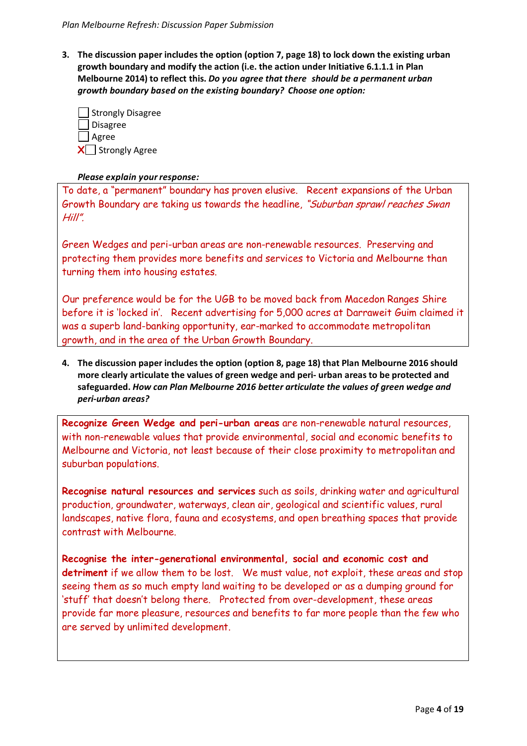**3. The discussion paper includes the option (option 7, page 18) to lock down the existing urban growth boundary and modify the action (i.e. the action under Initiative 6.1.1.1 in Plan Melbourne 2014) to reflect this. *Do you agree that there should be a permanent urban growth boundary based on the existing boundary? Choose one option:***

- ☐ Strongly Disagree
- ☐ Disagree
- ☐ Agree
- ☒ Strongly Agree

***Please explain your response:***

To date, a "permanent" boundary has proven elusive. Recent expansions of the Urban Growth Boundary are taking us towards the headline, *"Suburban sprawl reaches Swan Hill".*

Green Wedges and peri-urban areas are non-renewable resources. Preserving and protecting them provides more benefits and services to Victoria and Melbourne than turning them into housing estates.

Our preference would be for the UGB to be moved back from Macedon Ranges Shire before it is 'locked in'. Recent advertising for 5,000 acres at Darraweit Guim claimed it was a superb land-banking opportunity, ear-marked to accommodate metropolitan growth, and in the area of the Urban Growth Boundary.

**4. The discussion paper includes the option (option 8, page 18) that Plan Melbourne 2016 should more clearly articulate the values of green wedge and peri- urban areas to be protected and safeguarded. *How can Plan Melbourne 2016 better articulate the values of green wedge and peri-urban areas?***

**Recognize Green Wedge and peri-urban areas** are non-renewable natural resources, with non-renewable values that provide environmental, social and economic benefits to Melbourne and Victoria, not least because of their close proximity to metropolitan and suburban populations.

**Recognise natural resources and services** such as soils, drinking water and agricultural production, groundwater, waterways, clean air, geological and scientific values, rural landscapes, native flora, fauna and ecosystems, and open breathing spaces that provide contrast with Melbourne.

**Recognise the inter-generational environmental, social and economic cost and detriment** if we allow them to be lost. We must value, not exploit, these areas and stop seeing them as so much empty land waiting to be developed or as a dumping ground for 'stuff' that doesn't belong there. Protected from over-development, these areas provide far more pleasure, resources and benefits to far more people than the few who are served by unlimited development.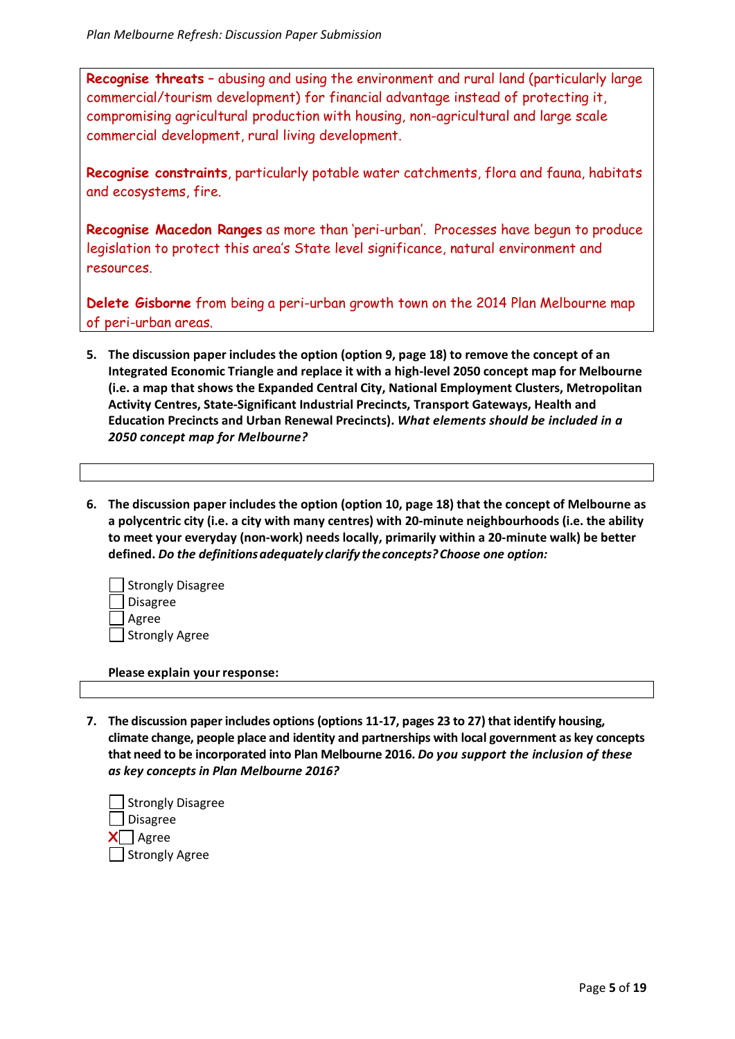**Recognise threats** – abusing and using the environment and rural land (particularly large commercial/tourism development) for financial advantage instead of protecting it, compromising agricultural production with housing, non-agricultural and large scale commercial development, rural living development.

**Recognise constraints**, particularly potable water catchments, flora and fauna, habitats and ecosystems, fire.

**Recognise Macedon Ranges** as more than 'peri-urban'. Processes have begun to produce legislation to protect this area's State level significance, natural environment and resources.

**Delete Gisborne** from being a peri-urban growth town on the 2014 Plan Melbourne map of peri-urban areas.

5. **The discussion paper includes the option (option 9, page 18) to remove the concept of an Integrated Economic Triangle and replace it with a high-level 2050 concept map for Melbourne (i.e. a map that shows the Expanded Central City, National Employment Clusters, Metropolitan Activity Centres, State-Significant Industrial Precincts, Transport Gateways, Health and Education Precincts and Urban Renewal Precincts).** ***What elements should be included in a 2050 concept map for Melbourne?***

6. **The discussion paper includes the option (option 10, page 18) that the concept of Melbourne as a polycentric city (i.e. a city with many centres) with 20-minute neighbourhoods (i.e. the ability to meet your everyday (non-work) needs locally, primarily within a 20-minute walk) be better defined.** ***Do the definitions adequately clarify the concepts? Choose one option:***

   - [ ] Strongly Disagree
   - [ ] Disagree
   - [ ] Agree
   - [ ] Strongly Agree

   **Please explain your response:**

7. **The discussion paper includes options (options 11-17, pages 23 to 27) that identify housing, climate change, people place and identity and partnerships with local government as key concepts that need to be incorporated into Plan Melbourne 2016.** ***Do you support the inclusion of these as key concepts in Plan Melbourne 2016?***

   - [ ] Strongly Disagree
   - [ ] Disagree
   - [x] Agree
   - [ ] Strongly Agree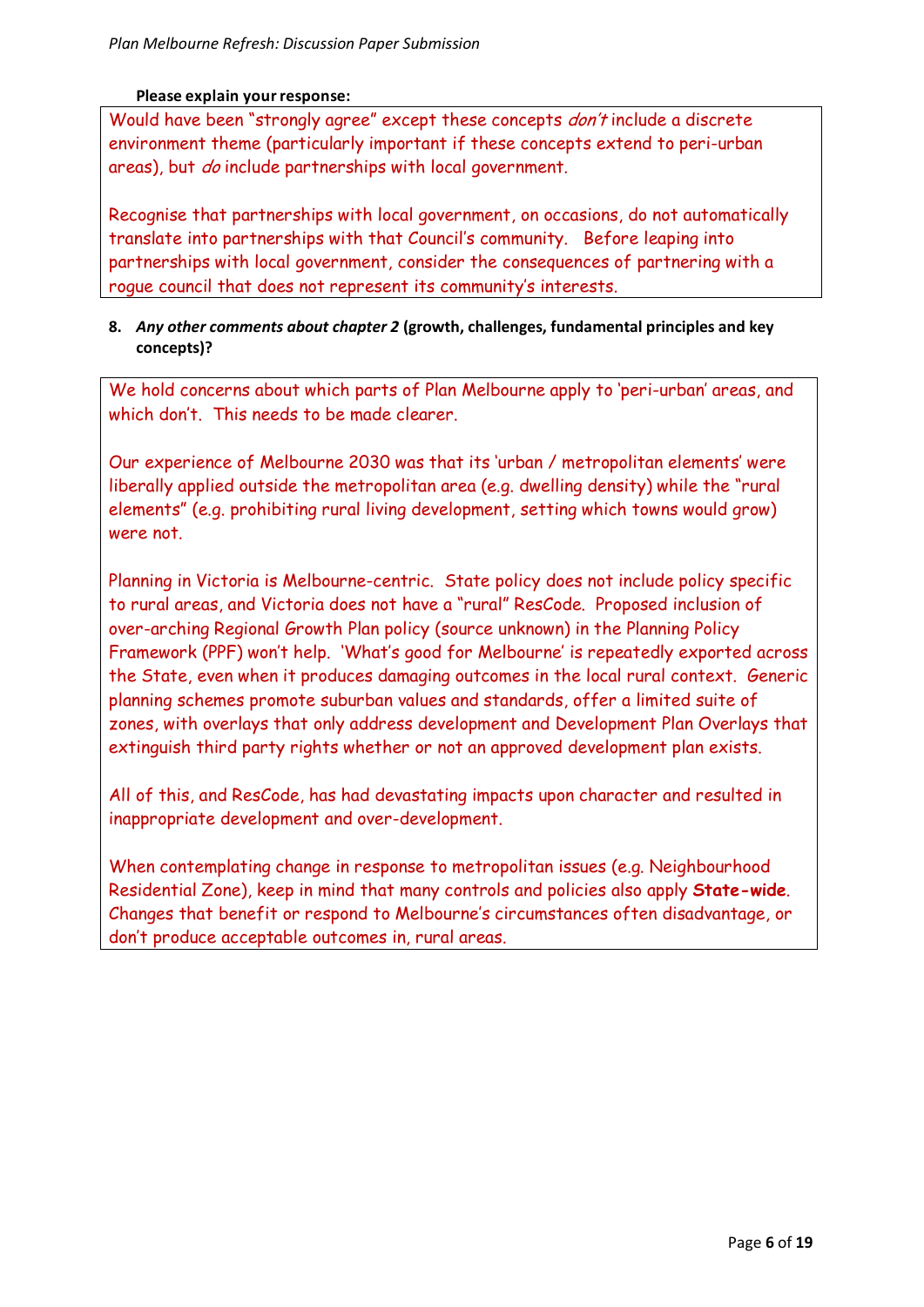**Please explain your response:**

Would have been "strongly agree" except these concepts *don't* include a discrete environment theme (particularly important if these concepts extend to peri-urban areas), but *do* include partnerships with local government.

Recognise that partnerships with local government, on occasions, do not automatically translate into partnerships with that Council's community. Before leaping into partnerships with local government, consider the consequences of partnering with a rogue council that does not represent its community's interests.

8. ***Any other comments about chapter 2* (growth, challenges, fundamental principles and key concepts)?**

We hold concerns about which parts of Plan Melbourne apply to 'peri-urban' areas, and which don't. This needs to be made clearer.

Our experience of Melbourne 2030 was that its 'urban / metropolitan elements' were liberally applied outside the metropolitan area (e.g. dwelling density) while the "rural elements" (e.g. prohibiting rural living development, setting which towns would grow) were not.

Planning in Victoria is Melbourne-centric. State policy does not include policy specific to rural areas, and Victoria does not have a "rural" ResCode. Proposed inclusion of over-arching Regional Growth Plan policy (source unknown) in the Planning Policy Framework (PPF) won't help. 'What's good for Melbourne' is repeatedly exported across the State, even when it produces damaging outcomes in the local rural context. Generic planning schemes promote suburban values and standards, offer a limited suite of zones, with overlays that only address development and Development Plan Overlays that extinguish third party rights whether or not an approved development plan exists.

All of this, and ResCode, has had devastating impacts upon character and resulted in inappropriate development and over-development.

When contemplating change in response to metropolitan issues (e.g. Neighbourhood Residential Zone), keep in mind that many controls and policies also apply **State-wide**. Changes that benefit or respond to Melbourne's circumstances often disadvantage, or don't produce acceptable outcomes in, rural areas.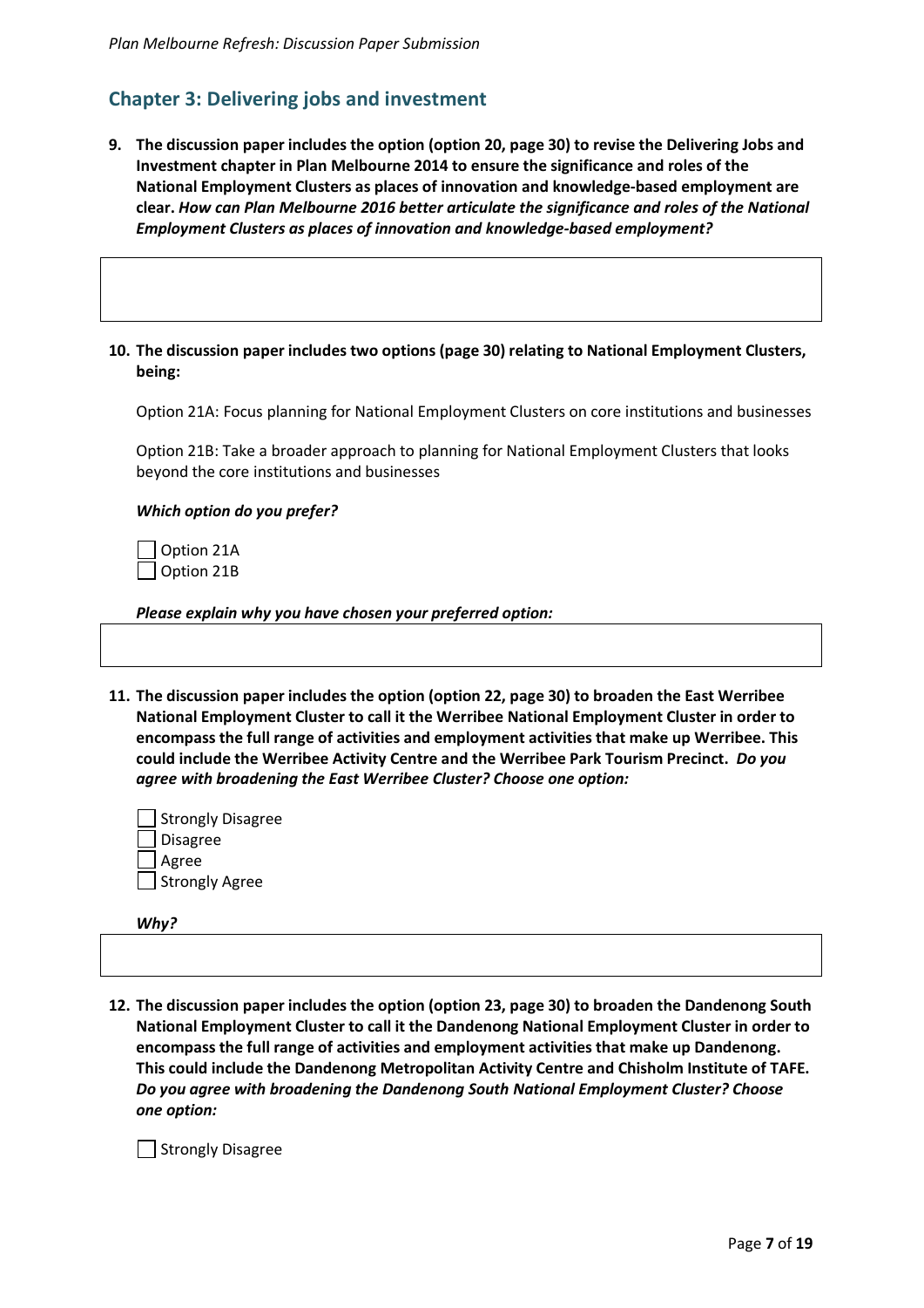## Chapter 3: Delivering jobs and investment

9. **The discussion paper includes the option (option 20, page 30) to revise the Delivering Jobs and Investment chapter in Plan Melbourne 2014 to ensure the significance and roles of the National Employment Clusters as places of innovation and knowledge-based employment are clear.** ***How can Plan Melbourne 2016 better articulate the significance and roles of the National Employment Clusters as places of innovation and knowledge-based employment?***

10. **The discussion paper includes two options (page 30) relating to National Employment Clusters, being:**

    Option 21A: Focus planning for National Employment Clusters on core institutions and businesses

    Option 21B: Take a broader approach to planning for National Employment Clusters that looks beyond the core institutions and businesses

    ***Which option do you prefer?***

    ☐ Option 21A
    ☐ Option 21B

    ***Please explain why you have chosen your preferred option:***

11. **The discussion paper includes the option (option 22, page 30) to broaden the East Werribee National Employment Cluster to call it the Werribee National Employment Cluster in order to encompass the full range of activities and employment activities that make up Werribee. This could include the Werribee Activity Centre and the Werribee Park Tourism Precinct.** ***Do you agree with broadening the East Werribee Cluster? Choose one option:***

    ☐ Strongly Disagree
    ☐ Disagree
    ☐ Agree
    ☐ Strongly Agree

    ***Why?***

12. **The discussion paper includes the option (option 23, page 30) to broaden the Dandenong South National Employment Cluster to call it the Dandenong National Employment Cluster in order to encompass the full range of activities and employment activities that make up Dandenong. This could include the Dandenong Metropolitan Activity Centre and Chisholm Institute of TAFE.** ***Do you agree with broadening the Dandenong South National Employment Cluster? Choose one option:***

    ☐ Strongly Disagree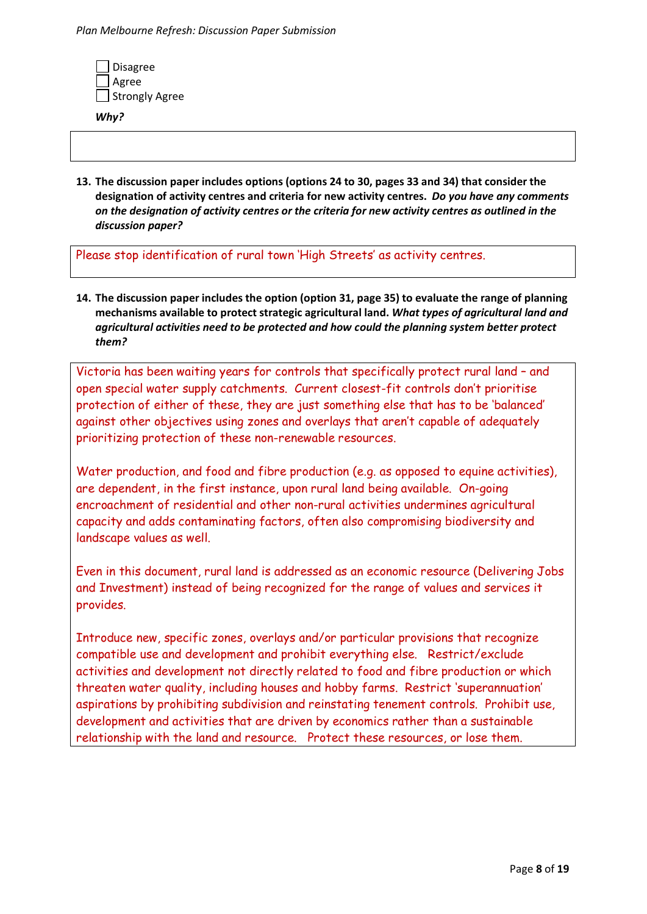- [ ] Disagree
- [ ] Agree
- [ ] Strongly Agree

***Why?***

**13. The discussion paper includes options (options 24 to 30, pages 33 and 34) that consider the designation of activity centres and criteria for new activity centres.** ***Do you have any comments on the designation of activity centres or the criteria for new activity centres as outlined in the discussion paper?***

Please stop identification of rural town 'High Streets' as activity centres.

**14. The discussion paper includes the option (option 31, page 35) to evaluate the range of planning mechanisms available to protect strategic agricultural land.** ***What types of agricultural land and agricultural activities need to be protected and how could the planning system better protect them?***

Victoria has been waiting years for controls that specifically protect rural land – and open special water supply catchments. Current closest-fit controls don't prioritise protection of either of these, they are just something else that has to be 'balanced' against other objectives using zones and overlays that aren't capable of adequately prioritizing protection of these non-renewable resources.

Water production, and food and fibre production (e.g. as opposed to equine activities), are dependent, in the first instance, upon rural land being available. On-going encroachment of residential and other non-rural activities undermines agricultural capacity and adds contaminating factors, often also compromising biodiversity and landscape values as well.

Even in this document, rural land is addressed as an economic resource (Delivering Jobs and Investment) instead of being recognized for the range of values and services it provides.

Introduce new, specific zones, overlays and/or particular provisions that recognize compatible use and development and prohibit everything else. Restrict/exclude activities and development not directly related to food and fibre production or which threaten water quality, including houses and hobby farms. Restrict 'superannuation' aspirations by prohibiting subdivision and reinstating tenement controls. Prohibit use, development and activities that are driven by economics rather than a sustainable relationship with the land and resource. Protect these resources, or lose them.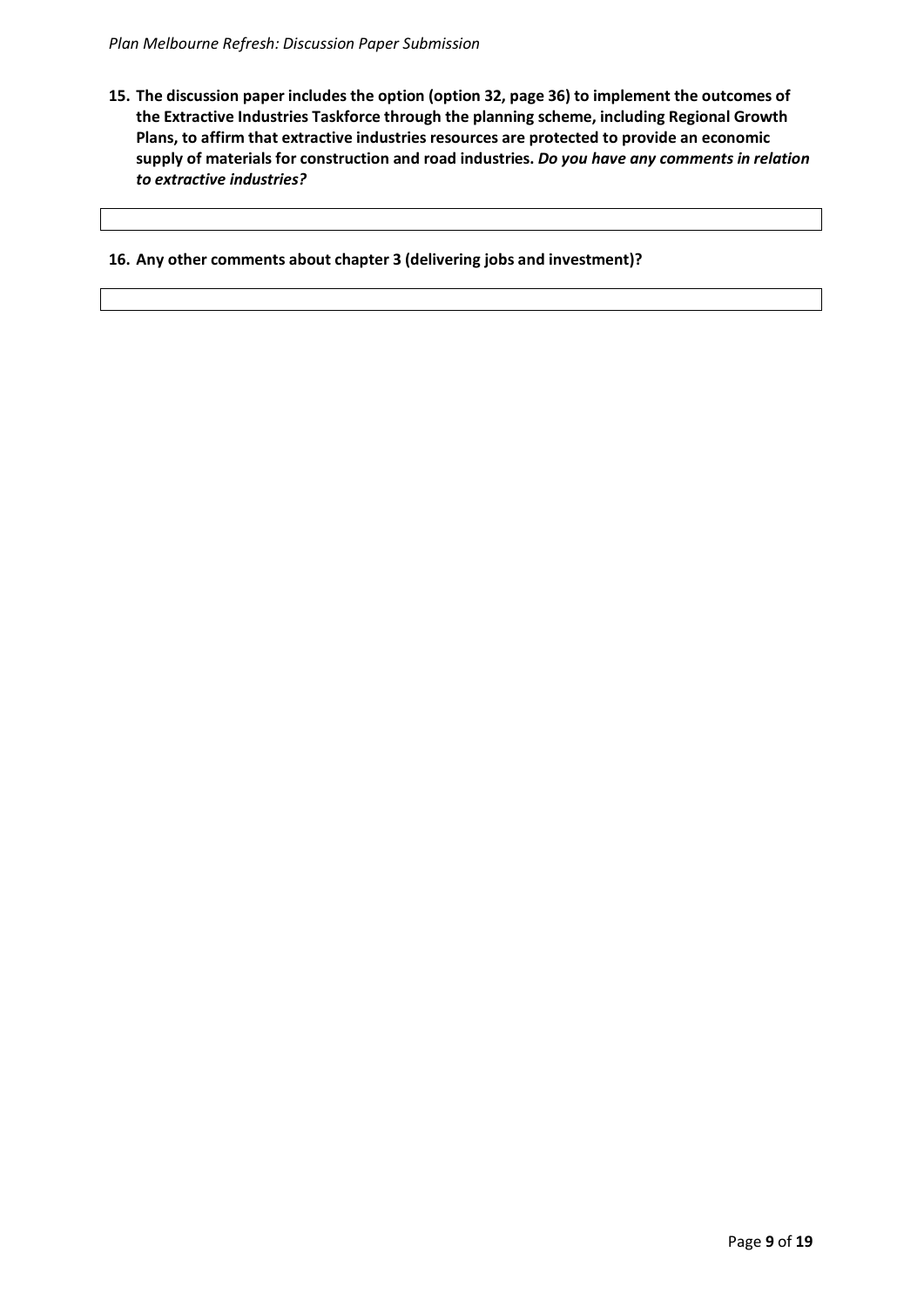**15. The discussion paper includes the option (option 32, page 36) to implement the outcomes of the Extractive Industries Taskforce through the planning scheme, including Regional Growth Plans, to affirm that extractive industries resources are protected to provide an economic supply of materials for construction and road industries.** ***Do you have any comments in relation to extractive industries?***

**16. Any other comments about chapter 3 (delivering jobs and investment)?**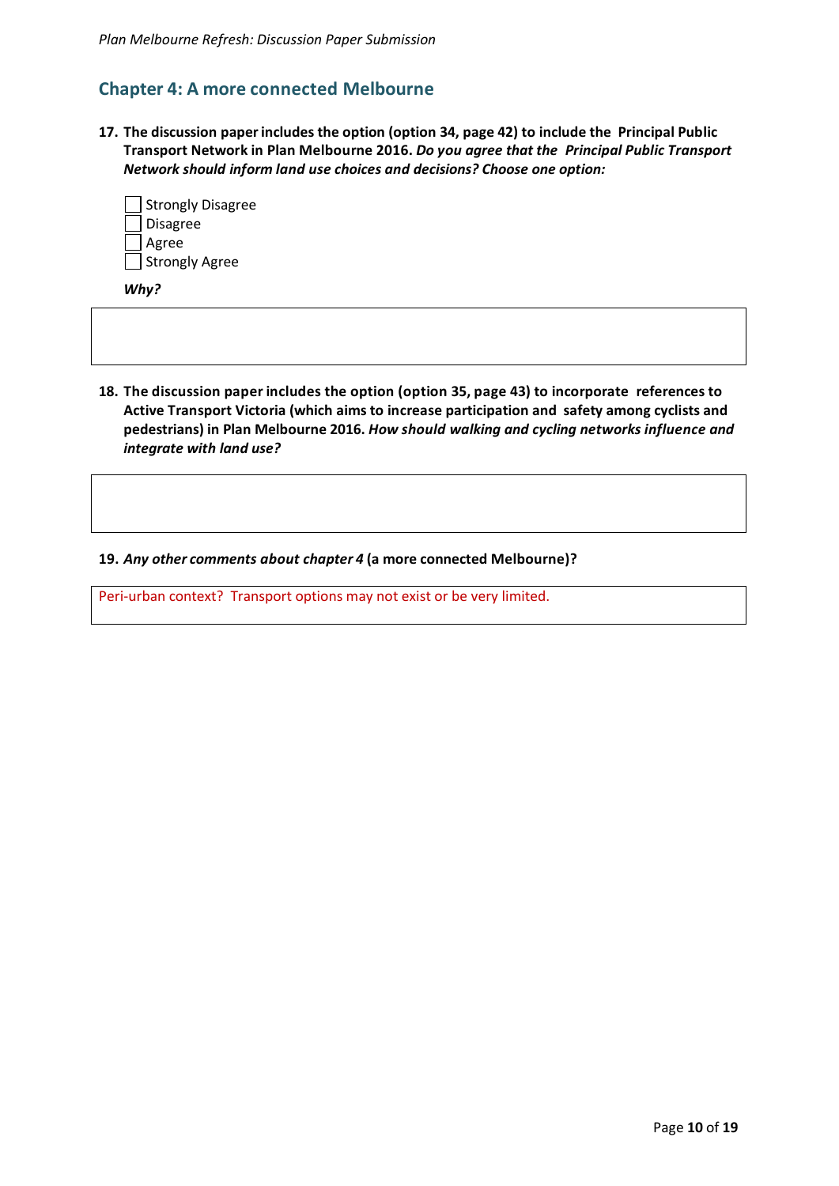## Chapter 4: A more connected Melbourne

**17. The discussion paper includes the option (option 34, page 42) to include the Principal Public Transport Network in Plan Melbourne 2016.** ***Do you agree that the Principal Public Transport Network should inform land use choices and decisions? Choose one option:***

- [ ] Strongly Disagree
- [ ] Disagree
- [ ] Agree
- [ ] Strongly Agree

***Why?***

**18. The discussion paper includes the option (option 35, page 43) to incorporate references to Active Transport Victoria (which aims to increase participation and safety among cyclists and pedestrians) in Plan Melbourne 2016.** ***How should walking and cycling networks influence and integrate with land use?***

**19.** ***Any other comments about chapter 4*** **(a more connected Melbourne)?**

Peri-urban context? Transport options may not exist or be very limited.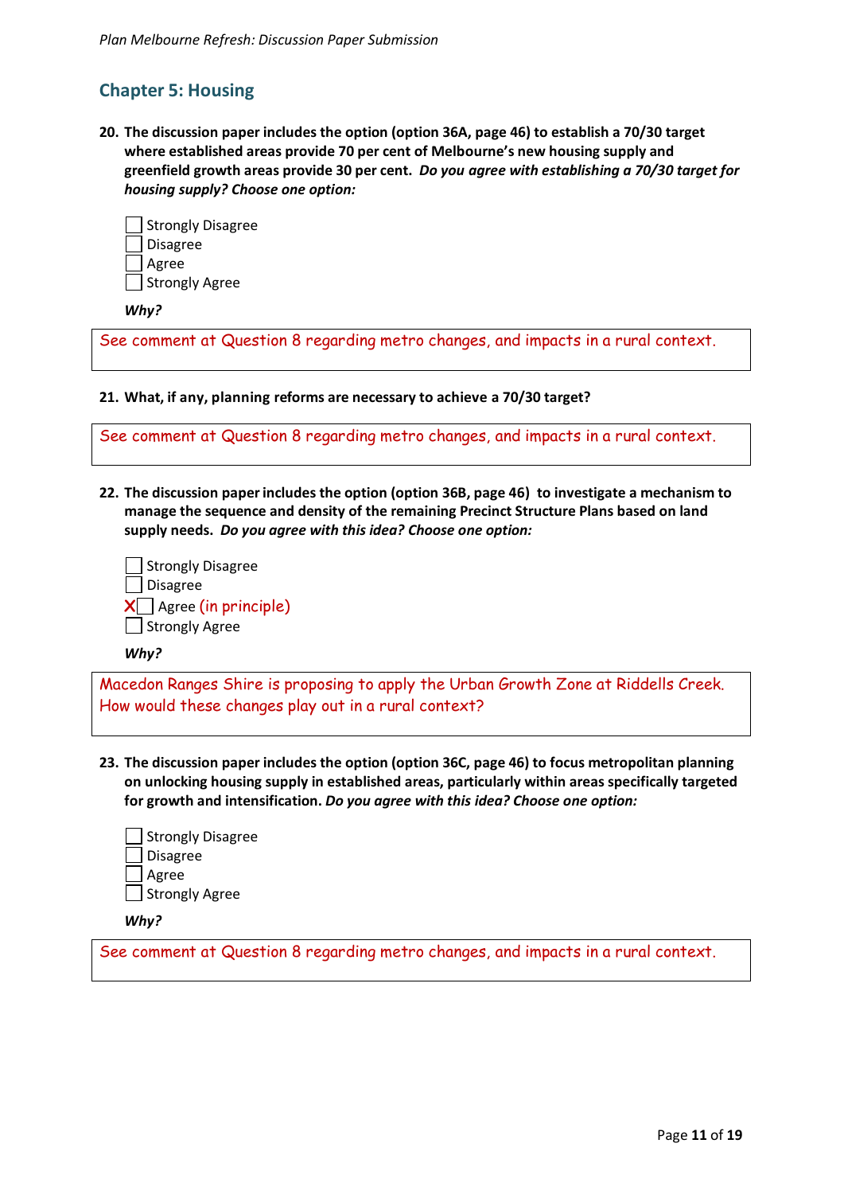## Chapter 5: Housing

**20. The discussion paper includes the option (option 36A, page 46) to establish a 70/30 target where established areas provide 70 per cent of Melbourne's new housing supply and greenfield growth areas provide 30 per cent.** ***Do you agree with establishing a 70/30 target for housing supply? Choose one option:***

- [ ] Strongly Disagree
- [ ] Disagree
- [ ] Agree
- [ ] Strongly Agree

***Why?***

See comment at Question 8 regarding metro changes, and impacts in a rural context.

**21. What, if any, planning reforms are necessary to achieve a 70/30 target?**

See comment at Question 8 regarding metro changes, and impacts in a rural context.

**22. The discussion paper includes the option (option 36B, page 46) to investigate a mechanism to manage the sequence and density of the remaining Precinct Structure Plans based on land supply needs.** ***Do you agree with this idea? Choose one option:***

- [ ] Strongly Disagree
- [ ] Disagree
- [x] Agree (in principle)
- [ ] Strongly Agree

***Why?***

Macedon Ranges Shire is proposing to apply the Urban Growth Zone at Riddells Creek. How would these changes play out in a rural context?

**23. The discussion paper includes the option (option 36C, page 46) to focus metropolitan planning on unlocking housing supply in established areas, particularly within areas specifically targeted for growth and intensification.** ***Do you agree with this idea? Choose one option:***

- [ ] Strongly Disagree
- [ ] Disagree
- [ ] Agree
- [ ] Strongly Agree

***Why?***

See comment at Question 8 regarding metro changes, and impacts in a rural context.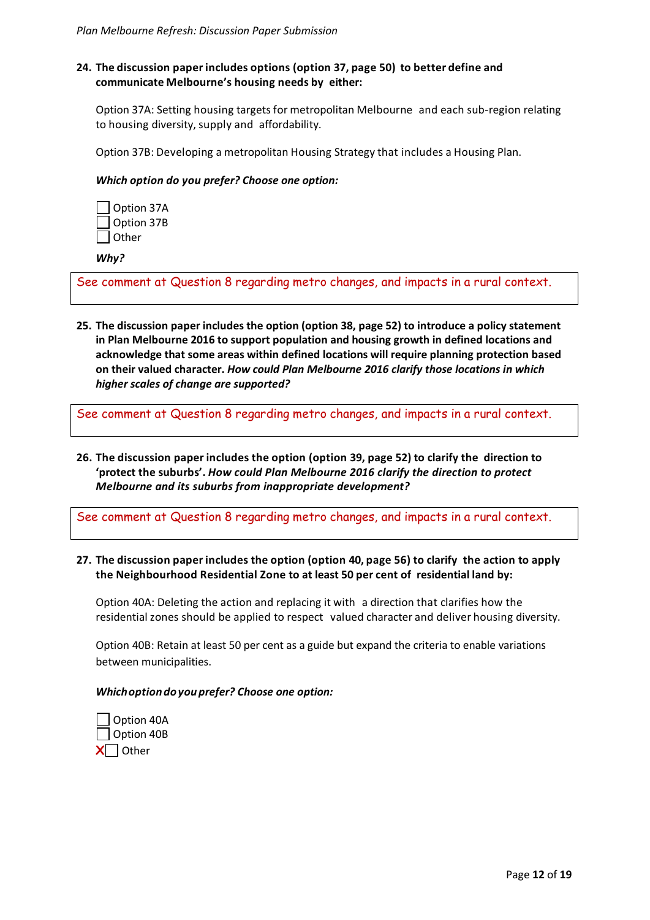**24. The discussion paper includes options (option 37, page 50) to better define and communicate Melbourne's housing needs by either:**

Option 37A: Setting housing targets for metropolitan Melbourne and each sub-region relating to housing diversity, supply and affordability.

Option 37B: Developing a metropolitan Housing Strategy that includes a Housing Plan.

***Which option do you prefer? Choose one option:***

- [ ] Option 37A
- [ ] Option 37B
- [ ] Other

***Why?***

See comment at Question 8 regarding metro changes, and impacts in a rural context.

**25. The discussion paper includes the option (option 38, page 52) to introduce a policy statement in Plan Melbourne 2016 to support population and housing growth in defined locations and acknowledge that some areas within defined locations will require planning protection based on their valued character.** ***How could Plan Melbourne 2016 clarify those locations in which higher scales of change are supported?***

See comment at Question 8 regarding metro changes, and impacts in a rural context.

**26. The discussion paper includes the option (option 39, page 52) to clarify the direction to 'protect the suburbs'.** ***How could Plan Melbourne 2016 clarify the direction to protect Melbourne and its suburbs from inappropriate development?***

See comment at Question 8 regarding metro changes, and impacts in a rural context.

**27. The discussion paper includes the option (option 40, page 56) to clarify the action to apply the Neighbourhood Residential Zone to at least 50 per cent of residential land by:**

Option 40A: Deleting the action and replacing it with a direction that clarifies how the residential zones should be applied to respect valued character and deliver housing diversity.

Option 40B: Retain at least 50 per cent as a guide but expand the criteria to enable variations between municipalities.

***Which option do you prefer? Choose one option:***

- [ ] Option 40A
- [ ] Option 40B
- [x] Other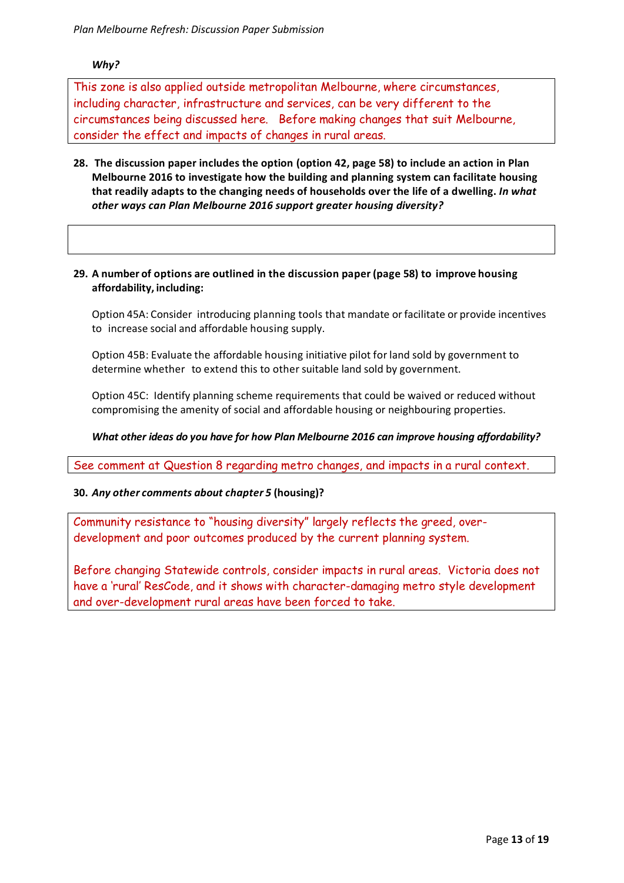*Why?*

This zone is also applied outside metropolitan Melbourne, where circumstances, including character, infrastructure and services, can be very different to the circumstances being discussed here. Before making changes that suit Melbourne, consider the effect and impacts of changes in rural areas.

**28. The discussion paper includes the option (option 42, page 58) to include an action in Plan Melbourne 2016 to investigate how the building and planning system can facilitate housing that readily adapts to the changing needs of households over the life of a dwelling. *In what other ways can Plan Melbourne 2016 support greater housing diversity?***

**29. A number of options are outlined in the discussion paper (page 58) to improve housing affordability, including:**

Option 45A: Consider introducing planning tools that mandate or facilitate or provide incentives to increase social and affordable housing supply.

Option 45B: Evaluate the affordable housing initiative pilot for land sold by government to determine whether to extend this to other suitable land sold by government.

Option 45C: Identify planning scheme requirements that could be waived or reduced without compromising the amenity of social and affordable housing or neighbouring properties.

***What other ideas do you have for how Plan Melbourne 2016 can improve housing affordability?***

See comment at Question 8 regarding metro changes, and impacts in a rural context.

**30. *Any other comments about chapter 5* (housing)?**

Community resistance to "housing diversity" largely reflects the greed, over-development and poor outcomes produced by the current planning system.

Before changing Statewide controls, consider impacts in rural areas. Victoria does not have a 'rural' ResCode, and it shows with character-damaging metro style development and over-development rural areas have been forced to take.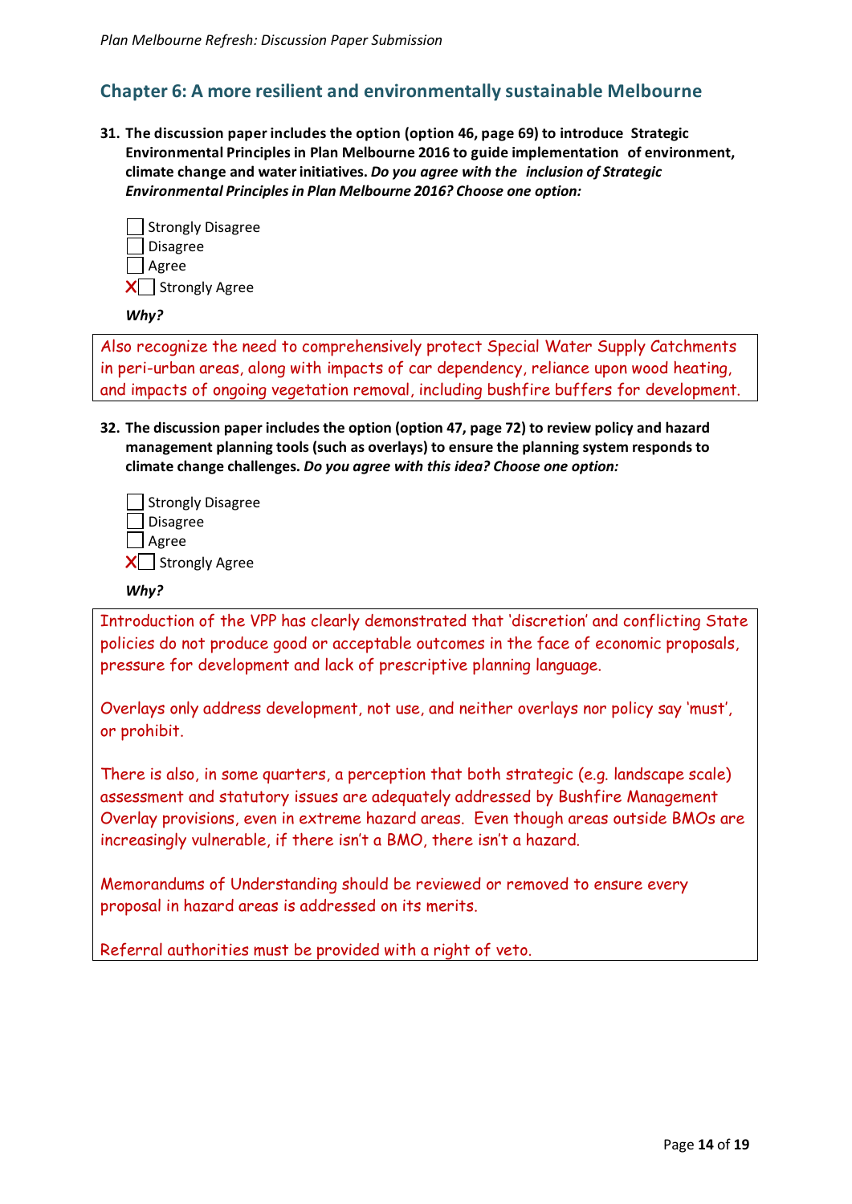## Chapter 6: A more resilient and environmentally sustainable Melbourne

**31. The discussion paper includes the option (option 46, page 69) to introduce Strategic Environmental Principles in Plan Melbourne 2016 to guide implementation of environment, climate change and water initiatives. *Do you agree with the inclusion of Strategic Environmental Principles in Plan Melbourne 2016? Choose one option:***

- [ ] Strongly Disagree
- [ ] Disagree
- [ ] Agree
- [x] Strongly Agree

***Why?***

Also recognize the need to comprehensively protect Special Water Supply Catchments in peri-urban areas, along with impacts of car dependency, reliance upon wood heating, and impacts of ongoing vegetation removal, including bushfire buffers for development.

**32. The discussion paper includes the option (option 47, page 72) to review policy and hazard management planning tools (such as overlays) to ensure the planning system responds to climate change challenges. *Do you agree with this idea? Choose one option:***

- [ ] Strongly Disagree
- [ ] Disagree
- [ ] Agree
- [x] Strongly Agree

***Why?***

Introduction of the VPP has clearly demonstrated that 'discretion' and conflicting State policies do not produce good or acceptable outcomes in the face of economic proposals, pressure for development and lack of prescriptive planning language.

Overlays only address development, not use, and neither overlays nor policy say 'must', or prohibit.

There is also, in some quarters, a perception that both strategic (e.g. landscape scale) assessment and statutory issues are adequately addressed by Bushfire Management Overlay provisions, even in extreme hazard areas. Even though areas outside BMOs are increasingly vulnerable, if there isn't a BMO, there isn't a hazard.

Memorandums of Understanding should be reviewed or removed to ensure every proposal in hazard areas is addressed on its merits.

Referral authorities must be provided with a right of veto.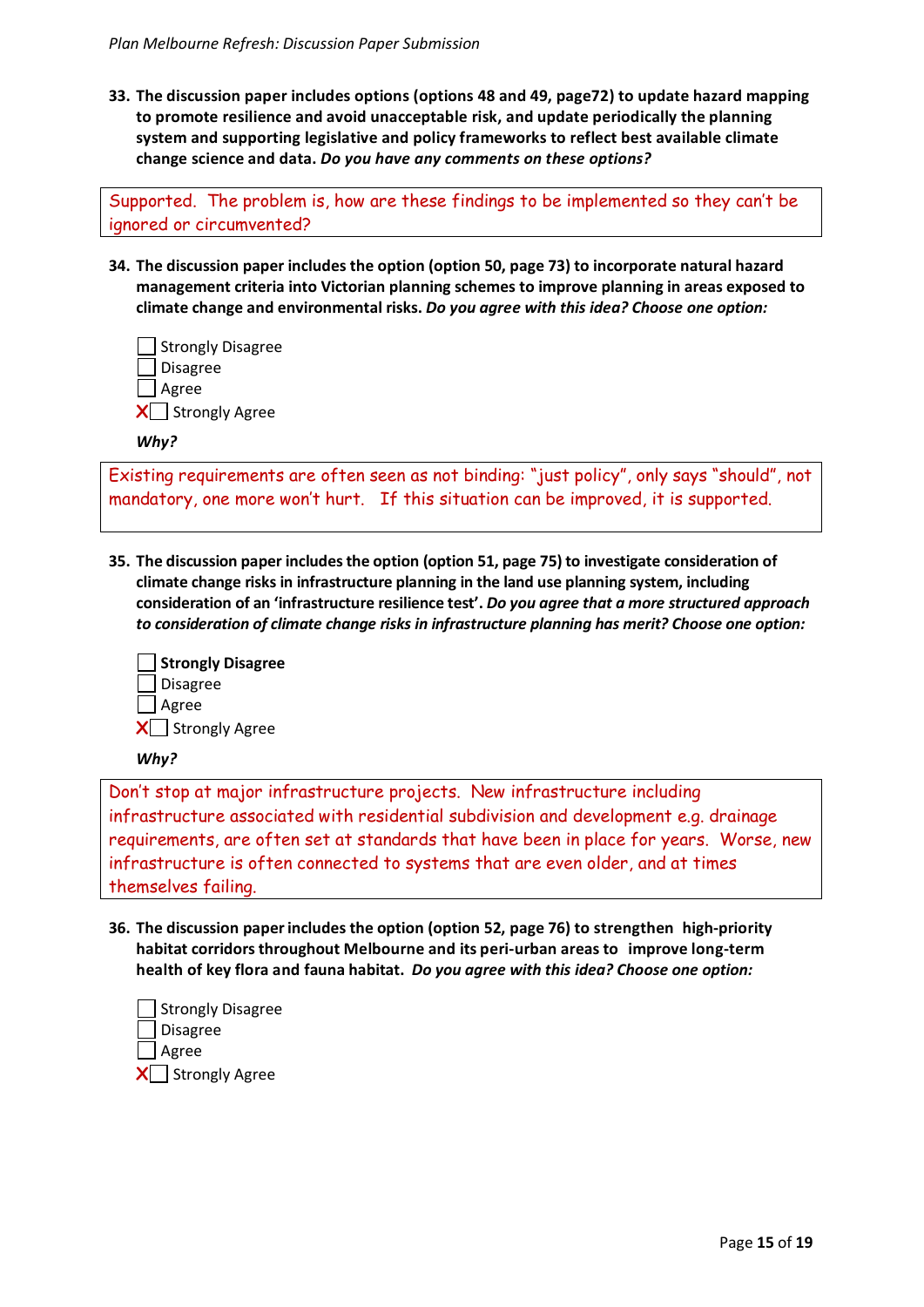**33. The discussion paper includes options (options 48 and 49, page72) to update hazard mapping to promote resilience and avoid unacceptable risk, and update periodically the planning system and supporting legislative and policy frameworks to reflect best available climate change science and data.** ***Do you have any comments on these options?***

Supported. The problem is, how are these findings to be implemented so they can't be ignored or circumvented?

**34. The discussion paper includes the option (option 50, page 73) to incorporate natural hazard management criteria into Victorian planning schemes to improve planning in areas exposed to climate change and environmental risks.** ***Do you agree with this idea? Choose one option:***

- ☐ Strongly Disagree
- ☐ Disagree
- ☐ Agree
- X☐ Strongly Agree

***Why?***

Existing requirements are often seen as not binding: "just policy", only says "should", not mandatory, one more won't hurt. If this situation can be improved, it is supported.

**35. The discussion paper includes the option (option 51, page 75) to investigate consideration of climate change risks in infrastructure planning in the land use planning system, including consideration of an 'infrastructure resilience test'.** ***Do you agree that a more structured approach to consideration of climate change risks in infrastructure planning has merit? Choose one option:***

- ☐ **Strongly Disagree**
- ☐ Disagree
- ☐ Agree
- X☐ Strongly Agree

***Why?***

Don't stop at major infrastructure projects. New infrastructure including infrastructure associated with residential subdivision and development e.g. drainage requirements, are often set at standards that have been in place for years. Worse, new infrastructure is often connected to systems that are even older, and at times themselves failing.

**36. The discussion paper includes the option (option 52, page 76) to strengthen high-priority habitat corridors throughout Melbourne and its peri-urban areas to improve long-term health of key flora and fauna habitat.** ***Do you agree with this idea? Choose one option:***

- ☐ Strongly Disagree
- ☐ Disagree
- ☐ Agree
- X☐ Strongly Agree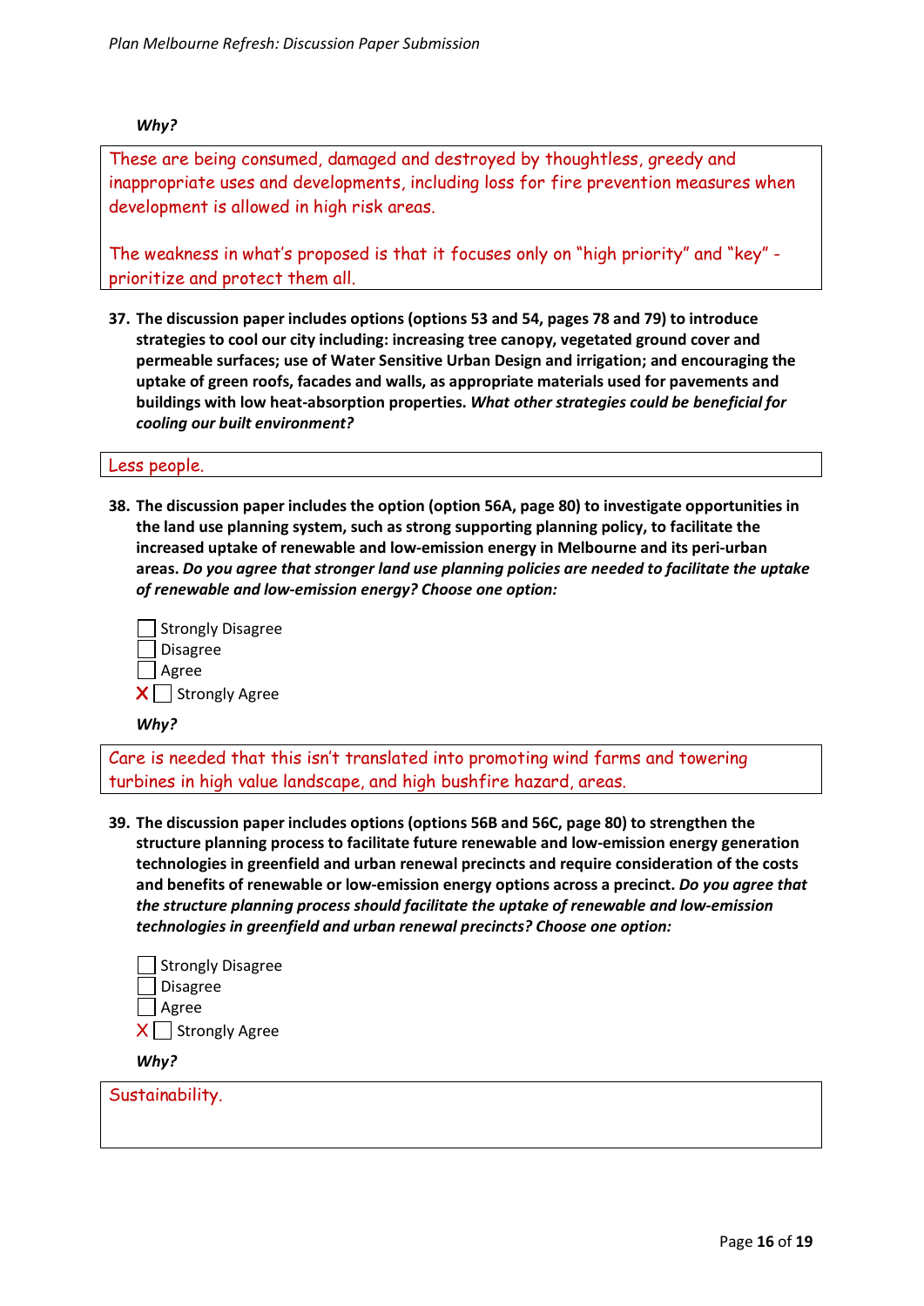***Why?***

These are being consumed, damaged and destroyed by thoughtless, greedy and inappropriate uses and developments, including loss for fire prevention measures when development is allowed in high risk areas.

The weakness in what's proposed is that it focuses only on "high priority" and "key" - prioritize and protect them all.

**37. The discussion paper includes options (options 53 and 54, pages 78 and 79) to introduce strategies to cool our city including: increasing tree canopy, vegetated ground cover and permeable surfaces; use of Water Sensitive Urban Design and irrigation; and encouraging the uptake of green roofs, facades and walls, as appropriate materials used for pavements and buildings with low heat-absorption properties.** ***What other strategies could be beneficial for cooling our built environment?***

Less people.

**38. The discussion paper includes the option (option 56A, page 80) to investigate opportunities in the land use planning system, such as strong supporting planning policy, to facilitate the increased uptake of renewable and low-emission energy in Melbourne and its peri-urban areas.** ***Do you agree that stronger land use planning policies are needed to facilitate the uptake of renewable and low-emission energy? Choose one option:***

- ☐ Strongly Disagree
- ☐ Disagree
- ☐ Agree
- X ☐ Strongly Agree

***Why?***

Care is needed that this isn't translated into promoting wind farms and towering turbines in high value landscape, and high bushfire hazard, areas.

**39. The discussion paper includes options (options 56B and 56C, page 80) to strengthen the structure planning process to facilitate future renewable and low-emission energy generation technologies in greenfield and urban renewal precincts and require consideration of the costs and benefits of renewable or low-emission energy options across a precinct.** ***Do you agree that the structure planning process should facilitate the uptake of renewable and low-emission technologies in greenfield and urban renewal precincts? Choose one option:***

- ☐ Strongly Disagree
- ☐ Disagree
- ☐ Agree
- X ☐ Strongly Agree

***Why?***

Sustainability.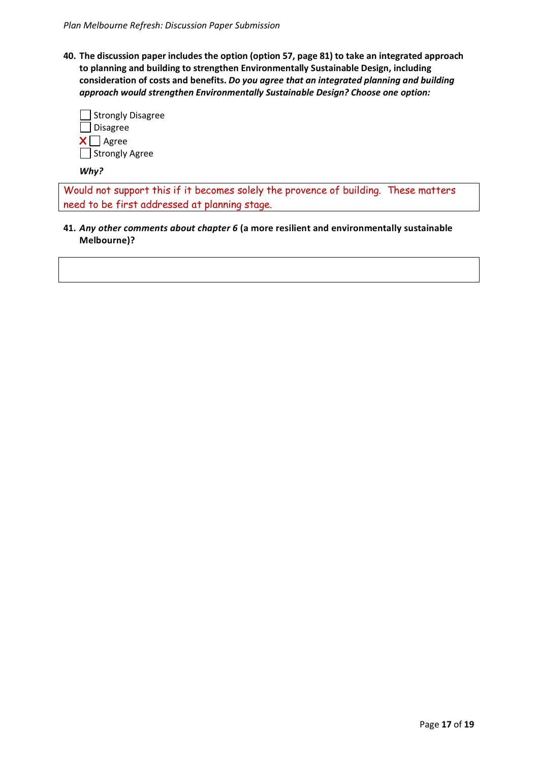**40. The discussion paper includes the option (option 57, page 81) to take an integrated approach to planning and building to strengthen Environmentally Sustainable Design, including consideration of costs and benefits.** ***Do you agree that an integrated planning and building approach would strengthen Environmentally Sustainable Design? Choose one option:***

- [ ] Strongly Disagree
- [ ] Disagree
- [x] Agree
- [ ] Strongly Agree

***Why?***

Would not support this if it becomes solely the provence of building. These matters need to be first addressed at planning stage.

**41.** ***Any other comments about chapter 6*** **(a more resilient and environmentally sustainable Melbourne)?**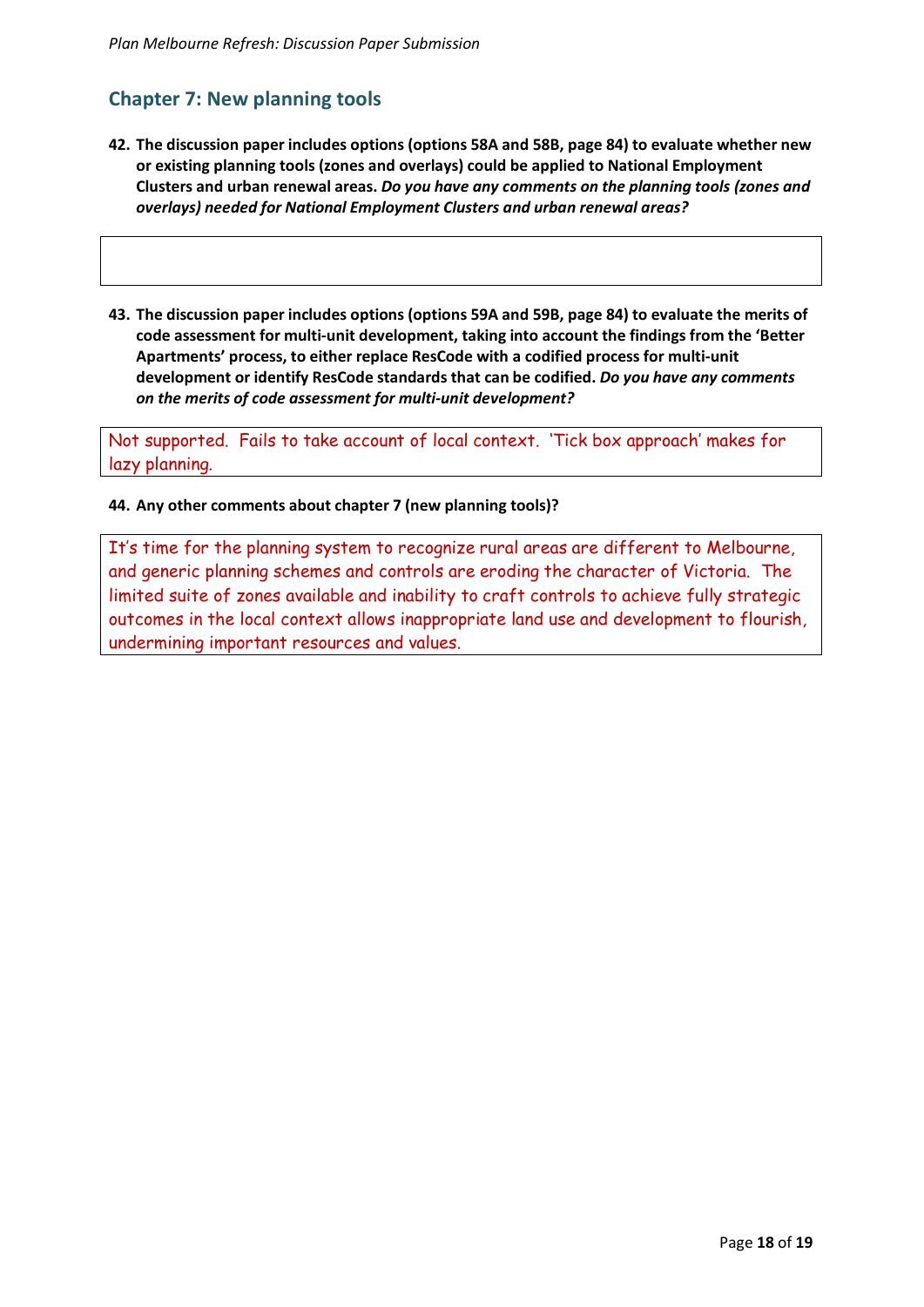## Chapter 7: New planning tools

**42. The discussion paper includes options (options 58A and 58B, page 84) to evaluate whether new or existing planning tools (zones and overlays) could be applied to National Employment Clusters and urban renewal areas.** ***Do you have any comments on the planning tools (zones and overlays) needed for National Employment Clusters and urban renewal areas?***

**43. The discussion paper includes options (options 59A and 59B, page 84) to evaluate the merits of code assessment for multi-unit development, taking into account the findings from the 'Better Apartments' process, to either replace ResCode with a codified process for multi-unit development or identify ResCode standards that can be codified.** ***Do you have any comments on the merits of code assessment for multi-unit development?***

Not supported. Fails to take account of local context. 'Tick box approach' makes for lazy planning.

**44. Any other comments about chapter 7 (new planning tools)?**

It's time for the planning system to recognize rural areas are different to Melbourne, and generic planning schemes and controls are eroding the character of Victoria. The limited suite of zones available and inability to craft controls to achieve fully strategic outcomes in the local context allows inappropriate land use and development to flourish, undermining important resources and values.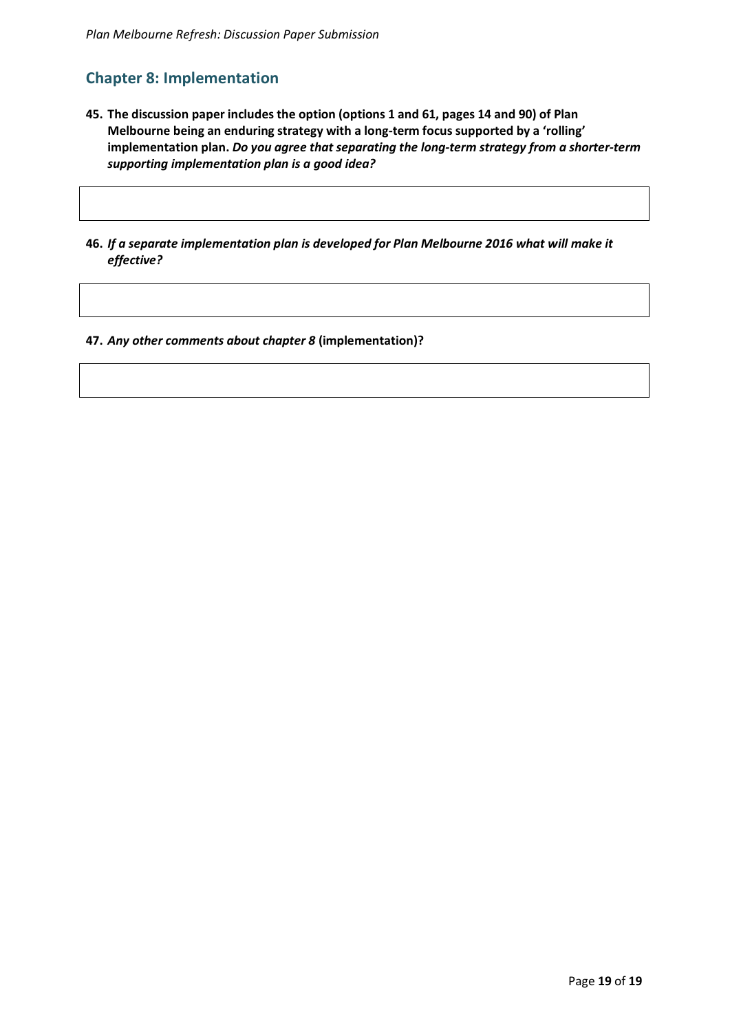## Chapter 8: Implementation

45. **The discussion paper includes the option (options 1 and 61, pages 14 and 90) of Plan Melbourne being an enduring strategy with a long-term focus supported by a 'rolling' implementation plan.** ***Do you agree that separating the long-term strategy from a shorter-term supporting implementation plan is a good idea?***

46. ***If a separate implementation plan is developed for Plan Melbourne 2016 what will make it effective?***

47. ***Any other comments about chapter 8*** **(implementation)?**